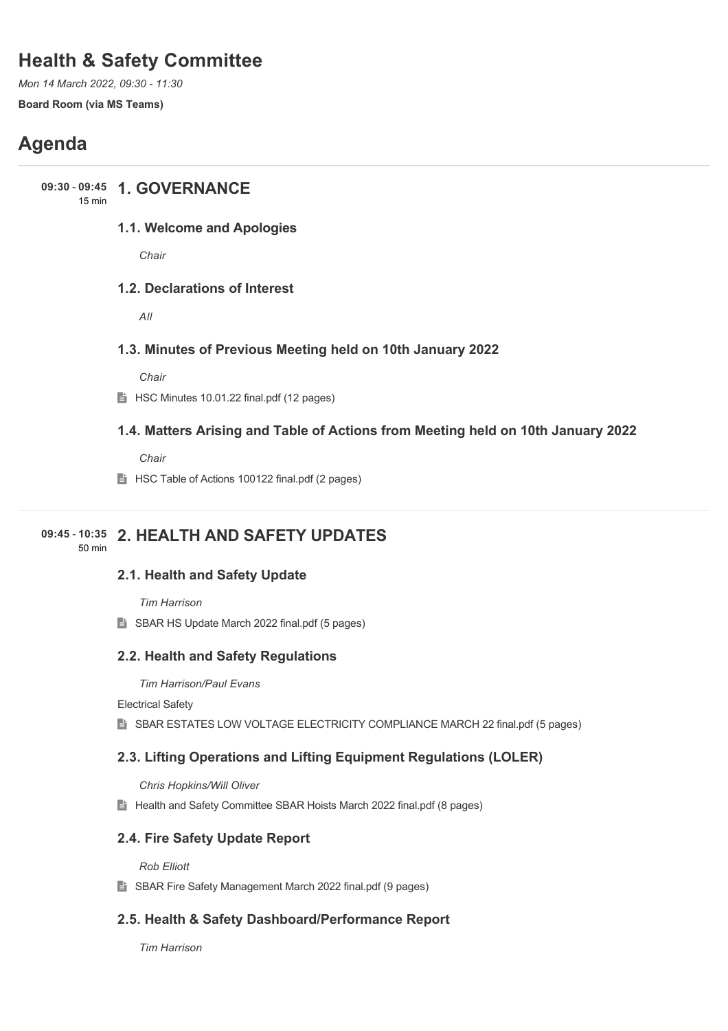# Health & Safety Committee

*Mon 14 March 2022, 09:30 - 11:30*

**Board Room (via MS Teams)**

# Agenda

## 09:30 - 09:45 (15 min) 1. GOVERNANCE

### 1.1. Welcome and Apologies

*Chair*

### 1.2. Declarations of Interest

*All*

### 1.3. Minutes of Previous Meeting held on 10th January 2022

*Chair*

HSC Minutes 10.01.22 final.pdf (12 pages)

### 1.4. Matters Arising and Table of Actions from Meeting held on 10th January 2022

*Chair*

HSC Table of Actions 100122 final.pdf (2 pages)

## 09:45 - 10:35 (50 min) 2. HEALTH AND SAFETY UPDATES

### 2.1. Health and Safety Update

*Tim Harrison*

SBAR HS Update March 2022 final.pdf (5 pages)

### 2.2. Health and Safety Regulations

*Tim Harrison/Paul Evans*

Electrical Safety

SBAR ESTATES LOW VOLTAGE ELECTRICITY COMPLIANCE MARCH 22 final.pdf (5 pages)

### 2.3. Lifting Operations and Lifting Equipment Regulations (LOLER)

*Chris Hopkins/Will Oliver*

Health and Safety Committee SBAR Hoists March 2022 final.pdf (8 pages)

### 2.4. Fire Safety Update Report

*Rob Elliott*

SBAR Fire Safety Management March 2022 final.pdf (9 pages)

### 2.5. Health & Safety Dashboard/Performance Report

*Tim Harrison*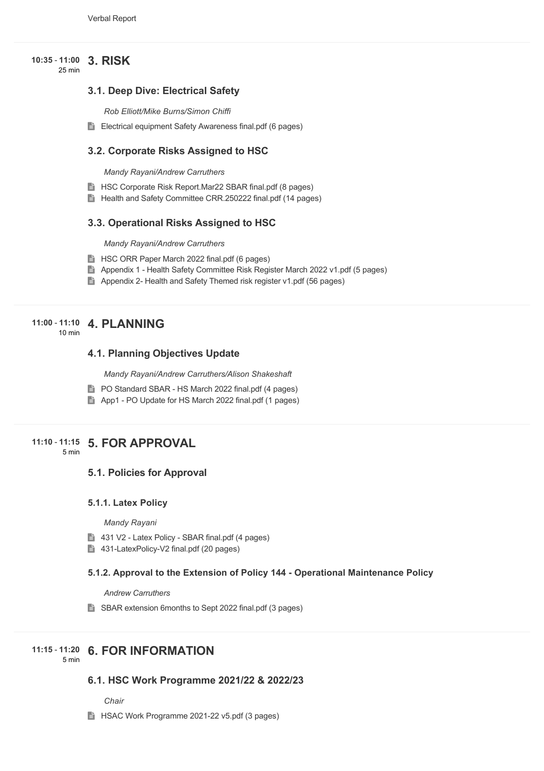Verbal Report

**10:35 - 11:00**
25 min

## 3. RISK

### 3.1. Deep Dive: Electrical Safety

*Rob Elliott/Mike Burns/Simon Chiffi*

- Electrical equipment Safety Awareness final.pdf (6 pages)

### 3.2. Corporate Risks Assigned to HSC

*Mandy Rayani/Andrew Carruthers*

- HSC Corporate Risk Report.Mar22 SBAR final.pdf (8 pages)
- Health and Safety Committee CRR.250222 final.pdf (14 pages)

### 3.3. Operational Risks Assigned to HSC

*Mandy Rayani/Andrew Carruthers*

- HSC ORR Paper March 2022 final.pdf (6 pages)
- Appendix 1 - Health Safety Committee Risk Register March 2022 v1.pdf (5 pages)
- Appendix 2- Health and Safety Themed risk register v1.pdf (56 pages)

**11:00 - 11:10**
10 min

## 4. PLANNING

### 4.1. Planning Objectives Update

*Mandy Rayani/Andrew Carruthers/Alison Shakeshaft*

- PO Standard SBAR - HS March 2022 final.pdf (4 pages)
- App1 - PO Update for HS March 2022 final.pdf (1 pages)

**11:10 - 11:15**
5 min

## 5. FOR APPROVAL

### 5.1. Policies for Approval

#### 5.1.1. Latex Policy

*Mandy Rayani*

- 431 V2 - Latex Policy - SBAR final.pdf (4 pages)
- 431-LatexPolicy-V2 final.pdf (20 pages)

#### 5.1.2. Approval to the Extension of Policy 144 - Operational Maintenance Policy

*Andrew Carruthers*

- SBAR extension 6months to Sept 2022 final.pdf (3 pages)

**11:15 - 11:20**
5 min

## 6. FOR INFORMATION

### 6.1. HSC Work Programme 2021/22 & 2022/23

*Chair*

- HSAC Work Programme 2021-22 v5.pdf (3 pages)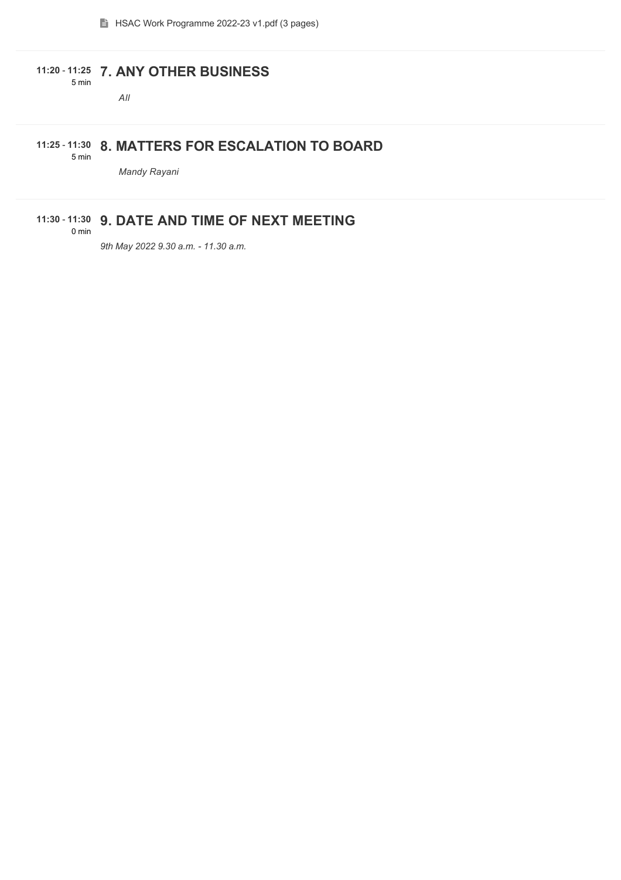HSAC Work Programme 2022-23 v1.pdf (3 pages)

11:20 - 11:25
5 min

## 7. ANY OTHER BUSINESS

*All*

11:25 - 11:30
5 min

## 8. MATTERS FOR ESCALATION TO BOARD

*Mandy Rayani*

11:30 - 11:30
0 min

## 9. DATE AND TIME OF NEXT MEETING

*9th May 2022 9.30 a.m. - 11.30 a.m.*